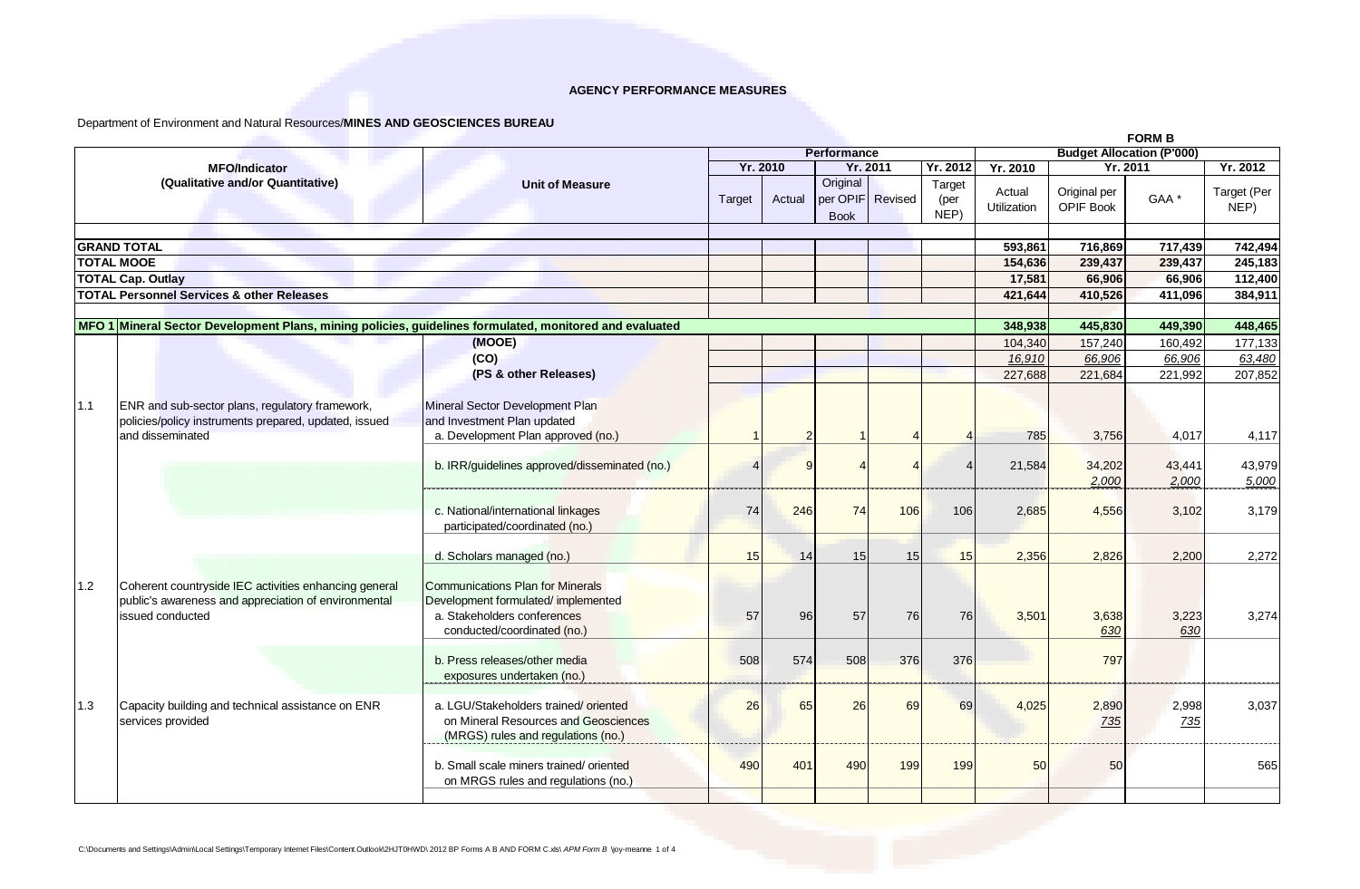**AGENCY PERFORMANCE MEASURES**

Department of Environment and Natural Resources/**MINES AND GEOSCIENCES BUREAU**

**FORM B**

| MFO/Indicator (Qualitative and/or Quantitative) | | Unit of Measure | Performance | | | | | Budget Allocation (P'000) | | | |
|---|---|---|---|---|---|---|---|---|---|---|---|
| | | | Yr. 2010 | | Yr. 2011 | | Yr. 2012 | Yr. 2010 | Yr. 2011 | | Yr. 2012 |
| | | | Target | Actual | Original per OPIF Book | Revised | Target (per NEP) | Actual Utilization | Original per OPIF Book | GAA * | Target (Per NEP) |
| **GRAND TOTAL** | | | | | | | | **593,861** | **716,869** | **717,439** | **742,494** |
| **TOTAL MOOE** | | | | | | | | **154,636** | **239,437** | **239,437** | **245,183** |
| **TOTAL Cap. Outlay** | | | | | | | | **17,581** | **66,906** | **66,906** | **112,400** |
| **TOTAL Personnel Services & other Releases** | | | | | | | | **421,644** | **410,526** | **411,096** | **384,911** |
| **MFO 1** | **Mineral Sector Development Plans, mining policies, guidelines formulated, monitored and evaluated** | | | | | | | **348,938** | **445,830** | **449,390** | **448,465** |
| | | **(MOOE)** | | | | | | 104,340 | 157,240 | 160,492 | 177,133 |
| | | **(CO)** | | | | | | *16,910* | *66,906* | *66,906* | *63,480* |
| | | **(PS & other Releases)** | | | | | | 227,688 | 221,684 | 221,992 | 207,852 |
| 1.1 | ENR and sub-sector plans, regulatory framework, policies/policy instruments prepared, updated, issued and disseminated | Mineral Sector Development Plan and Investment Plan updated<br>a. Development Plan approved (no.) | 1 | 2 | 1 | 4 | 4 | 785 | 3,756 | 4,017 | 4,117 |
| | | b. IRR/guidelines approved/disseminated (no.) | 4 | 9 | 4 | 4 | 4 | 21,584 | 34,202<br>*2,000* | 43,441<br>*2,000* | 43,979<br>*5,000* |
| | | c. National/international linkages participated/coordinated (no.) | 74 | 246 | 74 | 106 | 106 | 2,685 | 4,556 | 3,102 | 3,179 |
| | | d. Scholars managed (no.) | 15 | 14 | 15 | 15 | 15 | 2,356 | 2,826 | 2,200 | 2,272 |
| 1.2 | Coherent countryside IEC activities enhancing general public's awareness and appreciation of environmental issued conducted | Communications Plan for Minerals Development formulated/ implemented<br>a. Stakeholders conferences conducted/coordinated (no.) | 57 | 96 | 57 | 76 | 76 | 3,501 | 3,638<br>*630* | 3,223<br>*630* | 3,274 |
| | | b. Press releases/other media exposures undertaken (no.) | 508 | 574 | 508 | 376 | 376 | | 797 | | |
| 1.3 | Capacity building and technical assistance on ENR services provided | a. LGU/Stakeholders trained/ oriented on Mineral Resources and Geosciences (MRGS) rules and regulations (no.) | 26 | 65 | 26 | 69 | 69 | 4,025 | 2,890<br>*735* | 2,998<br>*735* | 3,037 |
| | | b. Small scale miners trained/ oriented on MRGS rules and regulations (no.) | 490 | 401 | 490 | 199 | 199 | 50 | 50 | | 565 |

C:\Documents and Settings\Admin\Local Settings\Temporary Internet Files\Content.Outlook\2HJT0HWD\ 2012 BP Forms A B AND FORM C.xls\ *APM Form B* \joy-meanne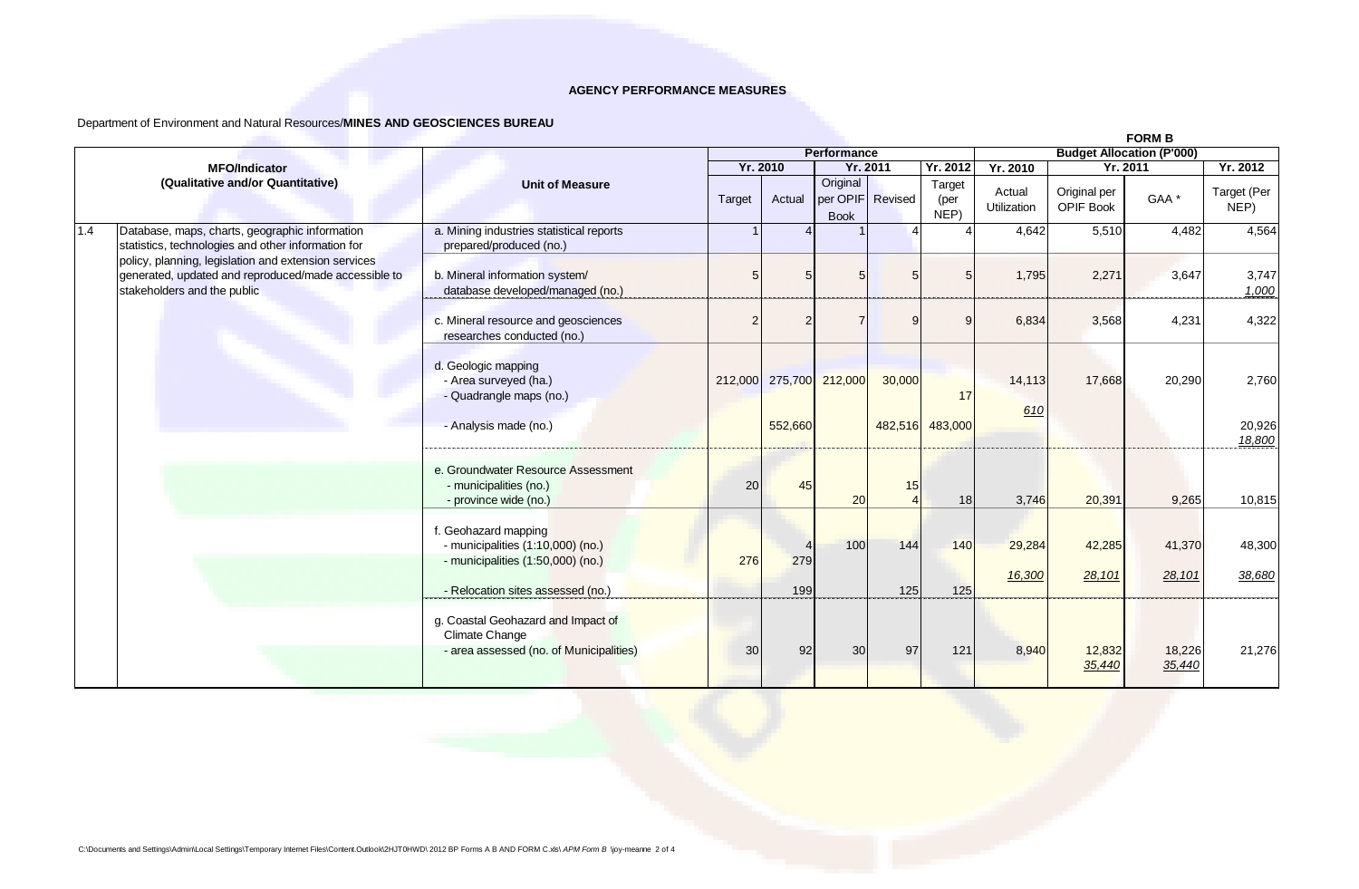**AGENCY PERFORMANCE MEASURES**

Department of Environment and Natural Resources/**MINES AND GEOSCIENCES BUREAU**

**FORM B**

| | MFO/Indicator (Qualitative and/or Quantitative) | Unit of Measure | Performance | | | | | Budget Allocation (P'000) | | | |
|---|---|---|---|---|---|---|---|---|---|---|---|
| | | | Yr. 2010 | | Yr. 2011 | | Yr. 2012 | Yr. 2010 | Yr. 2011 | | Yr. 2012 |
| | | | Target | Actual | Original per OPIF Book | Revised | Target (per NEP) | Actual Utilization | Original per OPIF Book | GAA * | Target (Per NEP) |
| 1.4 | Database, maps, charts, geographic information statistics, technologies and other information for policy, planning, legislation and extension services generated, updated and reproduced/made accessible to stakeholders and the public | a. Mining industries statistical reports prepared/produced (no.) | 1 | 4 | 1 | 4 | 4 | 4,642 | 5,510 | 4,482 | 4,564 |
| | | b. Mineral information system/ database developed/managed (no.) | 5 | 5 | 5 | 5 | 5 | 1,795 | 2,271 | 3,647 | 3,747 _1,000_ |
| | | c. Mineral resource and geosciences researches conducted (no.) | 2 | 2 | 7 | 9 | 9 | 6,834 | 3,568 | 4,231 | 4,322 |
| | | d. Geologic mapping | | | | | | | | | |
| | | - Area surveyed (ha.) | 212,000 | 275,700 | 212,000 | 30,000 | | 14,113 | 17,668 | 20,290 | 2,760 |
| | | - Quadrangle maps (no.) | | | | | 17 | _610_ | | | |
| | | - Analysis made (no.) | | 552,660 | | 482,516 | 483,000 | | | | 20,926 _18,800_ |
| | | e. Groundwater Resource Assessment | | | | | | | | | |
| | | - municipalities (no.) | 20 | 45 | | 15 | | | | | |
| | | - province wide (no.) | | | 20 | 4 | 18 | 3,746 | 20,391 | 9,265 | 10,815 |
| | | f. Geohazard mapping | | | | | | | | | |
| | | - municipalities (1:10,000) (no.) | | 4 | 100 | 144 | 140 | 29,284 | 42,285 | 41,370 | 48,300 |
| | | - municipalities (1:50,000) (no.) | 276 | 279 | | | | _16,300_ | _28,101_ | _28,101_ | _38,680_ |
| | | - Relocation sites assessed (no.) | | 199 | | 125 | 125 | | | | |
| | | g. Coastal Geohazard and Impact of Climate Change | | | | | | | | | |
| | | - area assessed (no. of Municipalities) | 30 | 92 | 30 | 97 | 121 | 8,940 | 12,832 _35,440_ | 18,226 _35,440_ | 21,276 |

C:\Documents and Settings\Admin\Local Settings\Temporary Internet Files\Content.Outlook\2HJT0HWD\ 2012 BP Forms A B AND FORM C.xls\ *APM Form B* \joy-meanne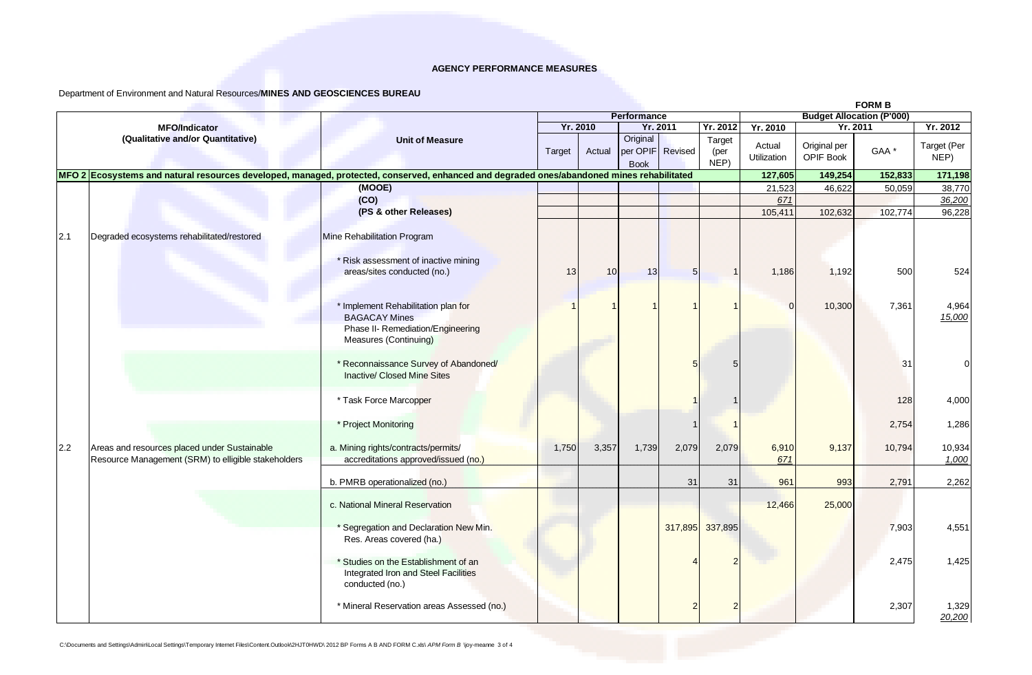**AGENCY PERFORMANCE MEASURES**

Department of Environment and Natural Resources/**MINES AND GEOSCIENCES BUREAU**

**FORM B**

| | MFO/Indicator (Qualitative and/or Quantitative) | Unit of Measure | Performance | | | | | Budget Allocation (P'000) | | | |
|---|---|---|---|---|---|---|---|---|---|---|---|
| | | | Yr. 2010 | | Yr. 2011 | | Yr. 2012 | Yr. 2010 | Yr. 2011 | | Yr. 2012 |
| | | | Target | Actual | Original per OPIF Book | Revised | Target (per NEP) | Actual Utilization | Original per OPIF Book | GAA * | Target (Per NEP) |
| **MFO 2** | **Ecosystems and natural resources developed, managed, protected, conserved, enhanced and degraded ones/abandoned mines rehabilitated** | | | | | | | **127,605** | **149,254** | **152,833** | **171,198** |
| | | **(MOOE)** | | | | | | 21,523 | 46,622 | 50,059 | 38,770 |
| | | **(CO)** | | | | | | _671_ | | | _36,200_ |
| | | **(PS & other Releases)** | | | | | | 105,411 | 102,632 | 102,774 | 96,228 |
| 2.1 | Degraded ecosystems rehabilitated/restored | Mine Rehabilitation Program | | | | | | | | | |
| | | * Risk assessment of inactive mining areas/sites conducted (no.) | 13 | 10 | 13 | 5 | 1 | 1,186 | 1,192 | 500 | 524 |
| | | * Implement Rehabilitation plan for BAGACAY Mines Phase II- Remediation/Engineering Measures (Continuing) | 1 | 1 | 1 | 1 | 1 | 0 | 10,300 | 7,361 | 4,964 _15,000_ |
| | | * Reconnaissance Survey of Abandoned/ Inactive/ Closed Mine Sites | | | | 5 | 5 | | | 31 | 0 |
| | | * Task Force Marcopper | | | | 1 | 1 | | | 128 | 4,000 |
| | | * Project Monitoring | | | | 1 | 1 | | | 2,754 | 1,286 |
| 2.2 | Areas and resources placed under Sustainable Resource Management (SRM) to elligible stakeholders | a. Mining rights/contracts/permits/ accreditations approved/issued (no.) | 1,750 | 3,357 | 1,739 | 2,079 | 2,079 | 6,910 _671_ | 9,137 | 10,794 | 10,934 _1,000_ |
| | | b. PMRB operationalized (no.) | | | | 31 | 31 | 961 | 993 | 2,791 | 2,262 |
| | | c. National Mineral Reservation | | | | | | 12,466 | 25,000 | | |
| | | * Segregation and Declaration New Min. Res. Areas covered (ha.) | | | | 317,895 | 337,895 | | | 7,903 | 4,551 |
| | | * Studies on the Establishment of an Integrated Iron and Steel Facilities conducted (no.) | | | | 4 | 2 | | | 2,475 | 1,425 |
| | | * Mineral Reservation areas Assessed (no.) | | | | 2 | 2 | | | 2,307 | 1,329 _20,200_ |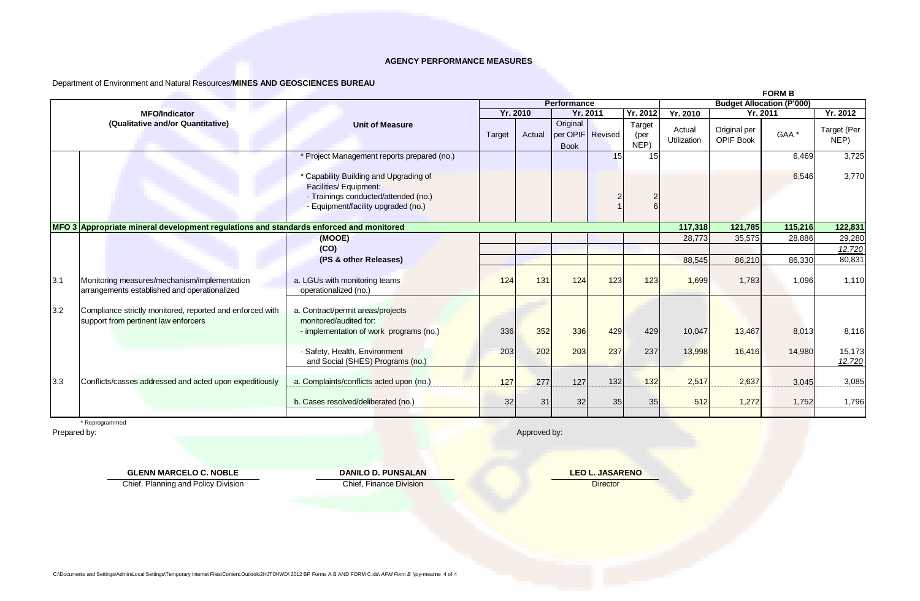**AGENCY PERFORMANCE MEASURES**

Department of Environment and Natural Resources/**MINES AND GEOSCIENCES BUREAU**

**FORM B**

| MFO/Indicator (Qualitative and/or Quantitative) | | Unit of Measure | Performance | | | | | Budget Allocation (P'000) | | | |
|---|---|---|---|---|---|---|---|---|---|---|---|
| | | | Yr. 2010 | | Yr. 2011 | | Yr. 2012 | Yr. 2010 | Yr. 2011 | | Yr. 2012 |
| | | | Target | Actual | Original per OPIF Book | Revised | Target (per NEP) | Actual Utilization | Original per OPIF Book | GAA * | Target (Per NEP) |
| | | * Project Management reports prepared (no.) | | | | 15 | 15 | | | 6,469 | 3,725 |
| | | * Capability Building and Upgrading of Facilities/ Equipment: | | | | | | | | 6,546 | 3,770 |
| | | - Trainings conducted/attended (no.) | | | | 2 | 2 | | | | |
| | | - Equipment/facility upgraded (no.) | | | | 1 | 6 | | | | |
| **MFO 3** | **Appropriate mineral development regulations and standards enforced and monitored** | | | | | | | **117,318** | **121,785** | **115,216** | **122,831** |
| | | **(MOOE)** | | | | | | 28,773 | 35,575 | 28,886 | 29,280 |
| | | **(CO)** | | | | | | | | | *12,720* |
| | | **(PS & other Releases)** | | | | | | 88,545 | 86,210 | 86,330 | 80,831 |
| 3.1 | Monitoring measures/mechanism/implementation arrangements established and operationalized | a. LGUs with monitoring teams operationalized (no.) | 124 | 131 | 124 | 123 | 123 | 1,699 | 1,783 | 1,096 | 1,110 |
| 3.2 | Compliance strictly monitored, reported and enforced with support from pertinent law enforcers | a. Contract/permit areas/projects monitored/audited for: | | | | | | | | | |
| | | - implementation of work programs (no.) | 336 | 352 | 336 | 429 | 429 | 10,047 | 13,467 | 8,013 | 8,116 |
| | | - Safety, Health, Environment and Social (SHES) Programs (no.) | 203 | 202 | 203 | 237 | 237 | 13,998 | 16,416 | 14,980 | 15,173 *12,720* |
| 3.3 | Conflicts/casses addressed and acted upon expeditiously | a. Complaints/conflicts acted upon (no.) | 127 | 277 | 127 | 132 | 132 | 2,517 | 2,637 | 3,045 | 3,085 |
| | | b. Cases resolved/deliberated (no.) | 32 | 31 | 32 | 35 | 35 | 512 | 1,272 | 1,752 | 1,796 |

\* Reprogrammed

Prepared by:

Approved by:

**GLENN MARCELO C. NOBLE**
Chief, Planning and Policy Division

**DANILO D. PUNSALAN**
Chief, Finance Division

**LEO L. JASARENO**
Director